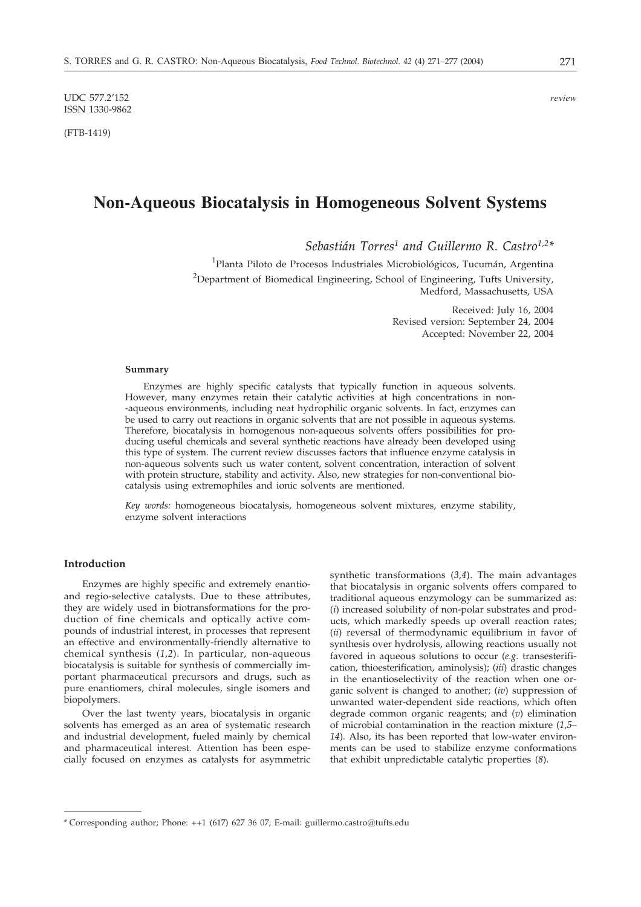UDC 577.2'152
ISSN 1330-9862

*review*

(FTB-1419)

# Non-Aqueous Biocatalysis in Homogeneous Solvent Systems

*Sebastián Torres[1] and Guillermo R. Castro[1,2]\**

[1]Planta Piloto de Procesos Industriales Microbiológicos, Tucumán, Argentina

[2]Department of Biomedical Engineering, School of Engineering, Tufts University, Medford, Massachusetts, USA

Received: July 16, 2004
Revised version: September 24, 2004
Accepted: November 22, 2004

#### Summary

Enzymes are highly specific catalysts that typically function in aqueous solvents. However, many enzymes retain their catalytic activities at high concentrations in non-aqueous environments, including neat hydrophilic organic solvents. In fact, enzymes can be used to carry out reactions in organic solvents that are not possible in aqueous systems. Therefore, biocatalysis in homogenous non-aqueous solvents offers possibilities for producing useful chemicals and several synthetic reactions have already been developed using this type of system. The current review discusses factors that influence enzyme catalysis in non-aqueous solvents such us water content, solvent concentration, interaction of solvent with protein structure, stability and activity. Also, new strategies for non-conventional biocatalysis using extremophiles and ionic solvents are mentioned.

*Key words:* homogeneous biocatalysis, homogeneous solvent mixtures, enzyme stability, enzyme solvent interactions

## Introduction

Enzymes are highly specific and extremely enantio- and regio-selective catalysts. Due to these attributes, they are widely used in biotransformations for the production of fine chemicals and optically active compounds of industrial interest, in processes that represent an effective and environmentally-friendly alternative to chemical synthesis (*1,2*). In particular, non-aqueous biocatalysis is suitable for synthesis of commercially important pharmaceutical precursors and drugs, such as pure enantiomers, chiral molecules, single isomers and biopolymers.

Over the last twenty years, biocatalysis in organic solvents has emerged as an area of systematic research and industrial development, fueled mainly by chemical and pharmaceutical interest. Attention has been especially focused on enzymes as catalysts for asymmetric synthetic transformations (*3,4*). The main advantages that biocatalysis in organic solvents offers compared to traditional aqueous enzymology can be summarized as: (*i*) increased solubility of non-polar substrates and products, which markedly speeds up overall reaction rates; (*ii*) reversal of thermodynamic equilibrium in favor of synthesis over hydrolysis, allowing reactions usually not favored in aqueous solutions to occur (*e.g.* transesterification, thioesterification, aminolysis); (*iii*) drastic changes in the enantioselectivity of the reaction when one organic solvent is changed to another; (*iv*) suppression of unwanted water-dependent side reactions, which often degrade common organic reagents; and (*v*) elimination of microbial contamination in the reaction mixture (*1,5–14*). Also, its has been reported that low-water environments can be used to stabilize enzyme conformations that exhibit unpredictable catalytic properties (*8*).

\* Corresponding author; Phone: ++1 (617) 627 36 07; E-mail: guillermo.castro@tufts.edu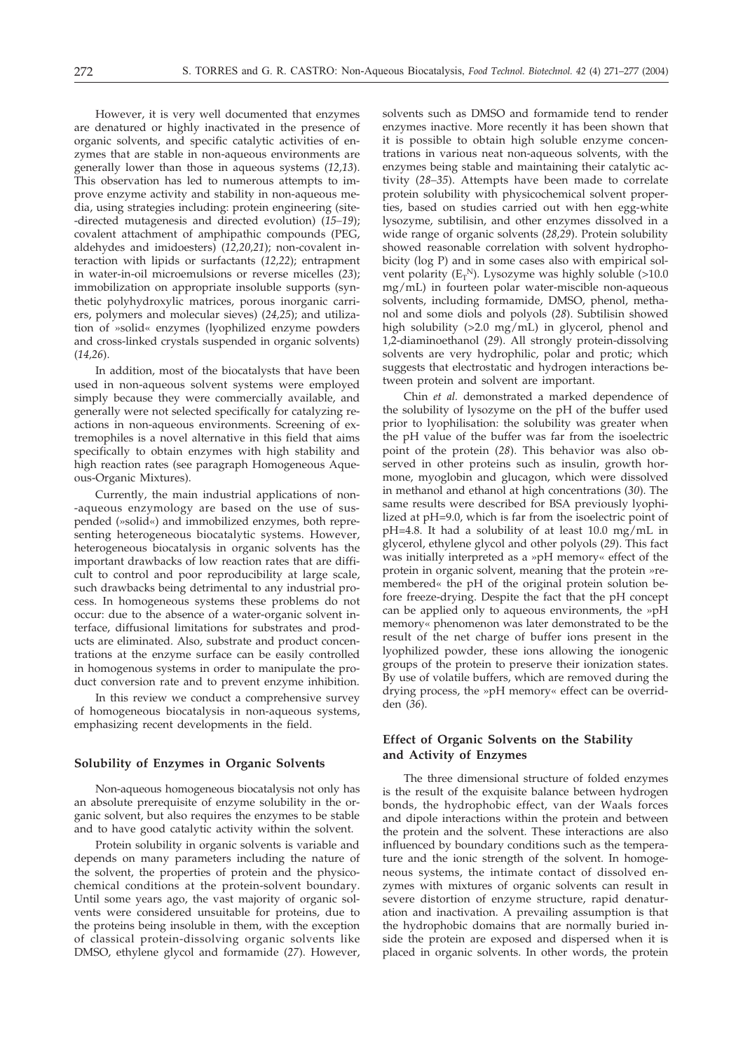However, it is very well documented that enzymes are denatured or highly inactivated in the presence of organic solvents, and specific catalytic activities of enzymes that are stable in non-aqueous environments are generally lower than those in aqueous systems (*12,13*). This observation has led to numerous attempts to improve enzyme activity and stability in non-aqueous media, using strategies including: protein engineering (site-directed mutagenesis and directed evolution) (*15–19*); covalent attachment of amphipathic compounds (PEG, aldehydes and imidoesters) (*12,20,21*); non-covalent interaction with lipids or surfactants (*12,22*); entrapment in water-in-oil microemulsions or reverse micelles (*23*); immobilization on appropriate insoluble supports (synthetic polyhydroxylic matrices, porous inorganic carriers, polymers and molecular sieves) (*24,25*); and utilization of »solid« enzymes (lyophilized enzyme powders and cross-linked crystals suspended in organic solvents) (*14,26*).

In addition, most of the biocatalysts that have been used in non-aqueous solvent systems were employed simply because they were commercially available, and generally were not selected specifically for catalyzing reactions in non-aqueous environments. Screening of extremophiles is a novel alternative in this field that aims specifically to obtain enzymes with high stability and high reaction rates (see paragraph Homogeneous Aqueous-Organic Mixtures).

Currently, the main industrial applications of non-aqueous enzymology are based on the use of suspended (»solid«) and immobilized enzymes, both representing heterogeneous biocatalytic systems. However, heterogeneous biocatalysis in organic solvents has the important drawbacks of low reaction rates that are difficult to control and poor reproducibility at large scale, such drawbacks being detrimental to any industrial process. In homogeneous systems these problems do not occur: due to the absence of a water-organic solvent interface, diffusional limitations for substrates and products are eliminated. Also, substrate and product concentrations at the enzyme surface can be easily controlled in homogenous systems in order to manipulate the product conversion rate and to prevent enzyme inhibition.

In this review we conduct a comprehensive survey of homogeneous biocatalysis in non-aqueous systems, emphasizing recent developments in the field.

## Solubility of Enzymes in Organic Solvents

Non-aqueous homogeneous biocatalysis not only has an absolute prerequisite of enzyme solubility in the organic solvent, but also requires the enzymes to be stable and to have good catalytic activity within the solvent.

Protein solubility in organic solvents is variable and depends on many parameters including the nature of the solvent, the properties of protein and the physicochemical conditions at the protein-solvent boundary. Until some years ago, the vast majority of organic solvents were considered unsuitable for proteins, due to the proteins being insoluble in them, with the exception of classical protein-dissolving organic solvents like DMSO, ethylene glycol and formamide (*27*). However, solvents such as DMSO and formamide tend to render enzymes inactive. More recently it has been shown that it is possible to obtain high soluble enzyme concentrations in various neat non-aqueous solvents, with the enzymes being stable and maintaining their catalytic activity (*28–35*). Attempts have been made to correlate protein solubility with physicochemical solvent properties, based on studies carried out with hen egg-white lysozyme, subtilisin, and other enzymes dissolved in a wide range of organic solvents (*28,29*). Protein solubility showed reasonable correlation with solvent hydrophobicity (log P) and in some cases also with empirical solvent polarity ($E_T^N$). Lysozyme was highly soluble (>10.0 mg/mL) in fourteen polar water-miscible non-aqueous solvents, including formamide, DMSO, phenol, methanol and some diols and polyols (*28*). Subtilisin showed high solubility (>2.0 mg/mL) in glycerol, phenol and 1,2-diaminoethanol (*29*). All strongly protein-dissolving solvents are very hydrophilic, polar and protic; which suggests that electrostatic and hydrogen interactions between protein and solvent are important.

Chin *et al.* demonstrated a marked dependence of the solubility of lysozyme on the pH of the buffer used prior to lyophilisation: the solubility was greater when the pH value of the buffer was far from the isoelectric point of the protein (*28*). This behavior was also observed in other proteins such as insulin, growth hormone, myoglobin and glucagon, which were dissolved in methanol and ethanol at high concentrations (*30*). The same results were described for BSA previously lyophilized at pH=9.0, which is far from the isoelectric point of pH=4.8. It had a solubility of at least 10.0 mg/mL in glycerol, ethylene glycol and other polyols (*29*). This fact was initially interpreted as a »pH memory« effect of the protein in organic solvent, meaning that the protein »remembered« the pH of the original protein solution before freeze-drying. Despite the fact that the pH concept can be applied only to aqueous environments, the »pH memory« phenomenon was later demonstrated to be the result of the net charge of buffer ions present in the lyophilized powder, these ions allowing the ionogenic groups of the protein to preserve their ionization states. By use of volatile buffers, which are removed during the drying process, the »pH memory« effect can be overridden (*36*).

## Effect of Organic Solvents on the Stability and Activity of Enzymes

The three dimensional structure of folded enzymes is the result of the exquisite balance between hydrogen bonds, the hydrophobic effect, van der Waals forces and dipole interactions within the protein and between the protein and the solvent. These interactions are also influenced by boundary conditions such as the temperature and the ionic strength of the solvent. In homogeneous systems, the intimate contact of dissolved enzymes with mixtures of organic solvents can result in severe distortion of enzyme structure, rapid denaturation and inactivation. A prevailing assumption is that the hydrophobic domains that are normally buried inside the protein are exposed and dispersed when it is placed in organic solvents. In other words, the protein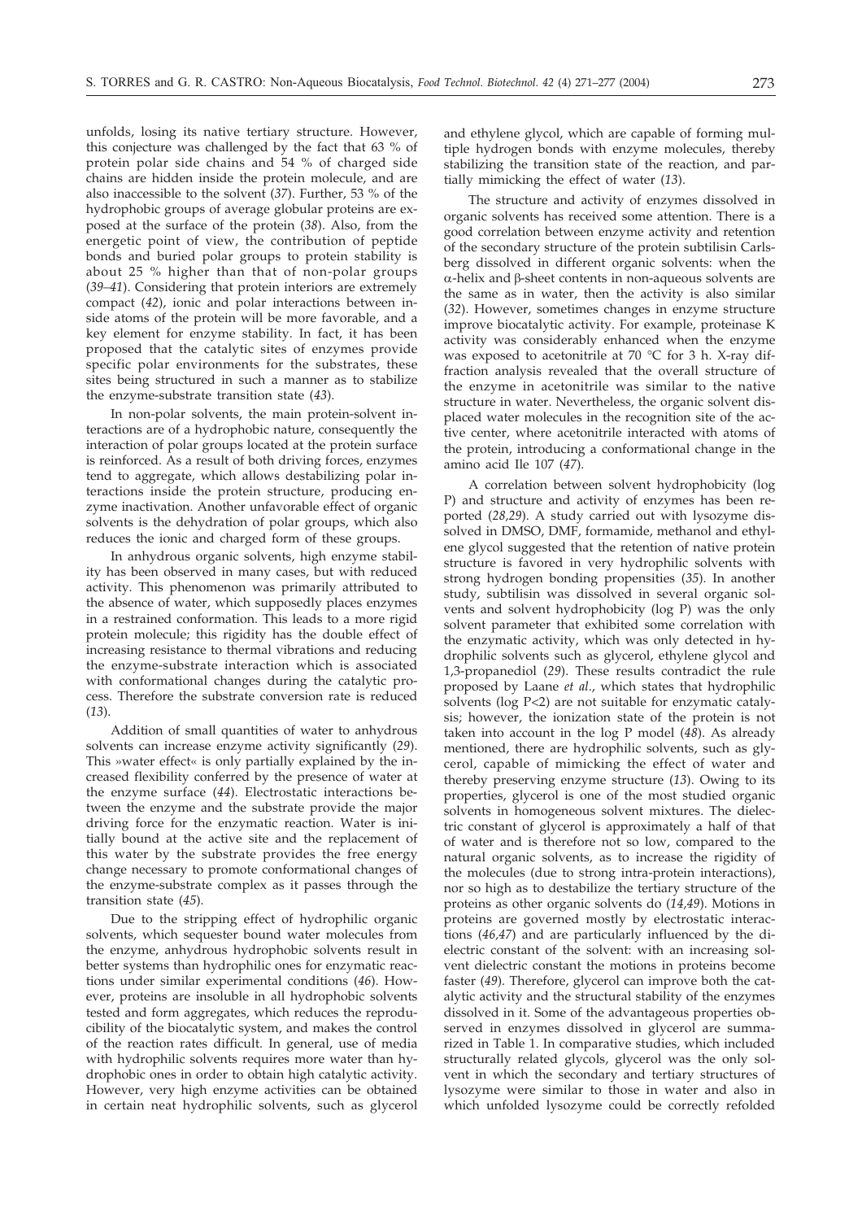unfolds, losing its native tertiary structure. However, this conjecture was challenged by the fact that 63 % of protein polar side chains and 54 % of charged side chains are hidden inside the protein molecule, and are also inaccessible to the solvent (*37*). Further, 53 % of the hydrophobic groups of average globular proteins are exposed at the surface of the protein (*38*). Also, from the energetic point of view, the contribution of peptide bonds and buried polar groups to protein stability is about 25 % higher than that of non-polar groups (*39–41*). Considering that protein interiors are extremely compact (*42*), ionic and polar interactions between inside atoms of the protein will be more favorable, and a key element for enzyme stability. In fact, it has been proposed that the catalytic sites of enzymes provide specific polar environments for the substrates, these sites being structured in such a manner as to stabilize the enzyme-substrate transition state (*43*).

In non-polar solvents, the main protein-solvent interactions are of a hydrophobic nature, consequently the interaction of polar groups located at the protein surface is reinforced. As a result of both driving forces, enzymes tend to aggregate, which allows destabilizing polar interactions inside the protein structure, producing enzyme inactivation. Another unfavorable effect of organic solvents is the dehydration of polar groups, which also reduces the ionic and charged form of these groups.

In anhydrous organic solvents, high enzyme stability has been observed in many cases, but with reduced activity. This phenomenon was primarily attributed to the absence of water, which supposedly places enzymes in a restrained conformation. This leads to a more rigid protein molecule; this rigidity has the double effect of increasing resistance to thermal vibrations and reducing the enzyme-substrate interaction which is associated with conformational changes during the catalytic process. Therefore the substrate conversion rate is reduced (*13*).

Addition of small quantities of water to anhydrous solvents can increase enzyme activity significantly (*29*). This »water effect« is only partially explained by the increased flexibility conferred by the presence of water at the enzyme surface (*44*). Electrostatic interactions between the enzyme and the substrate provide the major driving force for the enzymatic reaction. Water is initially bound at the active site and the replacement of this water by the substrate provides the free energy change necessary to promote conformational changes of the enzyme-substrate complex as it passes through the transition state (*45*).

Due to the stripping effect of hydrophilic organic solvents, which sequester bound water molecules from the enzyme, anhydrous hydrophobic solvents result in better systems than hydrophilic ones for enzymatic reactions under similar experimental conditions (*46*). However, proteins are insoluble in all hydrophobic solvents tested and form aggregates, which reduces the reproducibility of the biocatalytic system, and makes the control of the reaction rates difficult. In general, use of media with hydrophilic solvents requires more water than hydrophobic ones in order to obtain high catalytic activity. However, very high enzyme activities can be obtained in certain neat hydrophilic solvents, such as glycerol and ethylene glycol, which are capable of forming multiple hydrogen bonds with enzyme molecules, thereby stabilizing the transition state of the reaction, and partially mimicking the effect of water (*13*).

The structure and activity of enzymes dissolved in organic solvents has received some attention. There is a good correlation between enzyme activity and retention of the secondary structure of the protein subtilisin Carlsberg dissolved in different organic solvents: when the α-helix and β-sheet contents in non-aqueous solvents are the same as in water, then the activity is also similar (*32*). However, sometimes changes in enzyme structure improve biocatalytic activity. For example, proteinase K activity was considerably enhanced when the enzyme was exposed to acetonitrile at 70 °C for 3 h. X-ray diffraction analysis revealed that the overall structure of the enzyme in acetonitrile was similar to the native structure in water. Nevertheless, the organic solvent displaced water molecules in the recognition site of the active center, where acetonitrile interacted with atoms of the protein, introducing a conformational change in the amino acid Ile 107 (*47*).

A correlation between solvent hydrophobicity (log P) and structure and activity of enzymes has been reported (*28,29*). A study carried out with lysozyme dissolved in DMSO, DMF, formamide, methanol and ethylene glycol suggested that the retention of native protein structure is favored in very hydrophilic solvents with strong hydrogen bonding propensities (*35*). In another study, subtilisin was dissolved in several organic solvents and solvent hydrophobicity (log P) was the only solvent parameter that exhibited some correlation with the enzymatic activity, which was only detected in hydrophilic solvents such as glycerol, ethylene glycol and 1,3-propanediol (*29*). These results contradict the rule proposed by Laane *et al.*, which states that hydrophilic solvents (log P<2) are not suitable for enzymatic catalysis; however, the ionization state of the protein is not taken into account in the log P model (*48*). As already mentioned, there are hydrophilic solvents, such as glycerol, capable of mimicking the effect of water and thereby preserving enzyme structure (*13*). Owing to its properties, glycerol is one of the most studied organic solvents in homogeneous solvent mixtures. The dielectric constant of glycerol is approximately a half of that of water and is therefore not so low, compared to the natural organic solvents, as to increase the rigidity of the molecules (due to strong intra-protein interactions), nor so high as to destabilize the tertiary structure of the proteins as other organic solvents do (*14,49*). Motions in proteins are governed mostly by electrostatic interactions (*46,47*) and are particularly influenced by the dielectric constant of the solvent: with an increasing solvent dielectric constant the motions in proteins become faster (*49*). Therefore, glycerol can improve both the catalytic activity and the structural stability of the enzymes dissolved in it. Some of the advantageous properties observed in enzymes dissolved in glycerol are summarized in Table 1. In comparative studies, which included structurally related glycols, glycerol was the only solvent in which the secondary and tertiary structures of lysozyme were similar to those in water and also in which unfolded lysozyme could be correctly refolded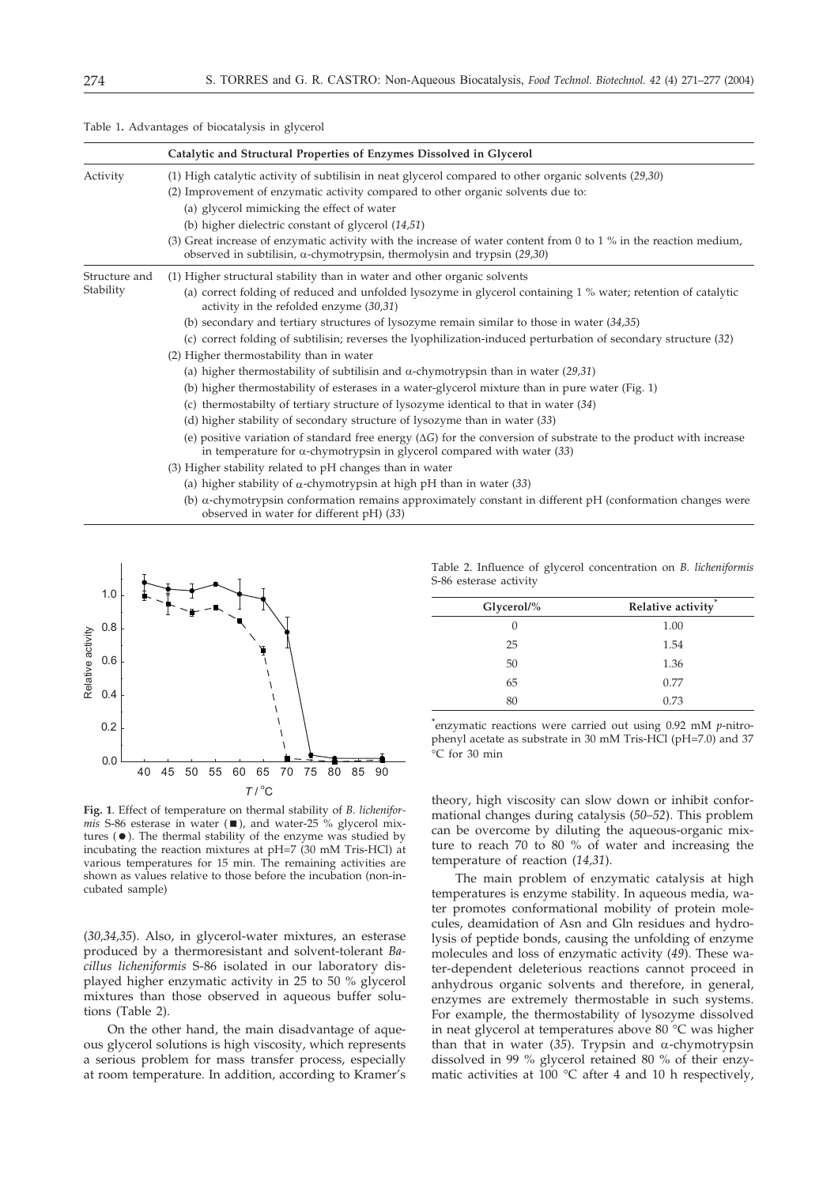Table 1. Advantages of biocatalysis in glycerol

| | Catalytic and Structural Properties of Enzymes Dissolved in Glycerol |
|---|---|
| Activity | (1) High catalytic activity of subtilisin in neat glycerol compared to other organic solvents (*29,30*) |
| | (2) Improvement of enzymatic activity compared to other organic solvents due to: |
| | (a) glycerol mimicking the effect of water |
| | (b) higher dielectric constant of glycerol (*14,51*) |
| | (3) Great increase of enzymatic activity with the increase of water content from 0 to 1 % in the reaction medium, observed in subtilisin, α-chymotrypsin, thermolysin and trypsin (*29,30*) |
| Structure and Stability | (1) Higher structural stability than in water and other organic solvents |
| | (a) correct folding of reduced and unfolded lysozyme in glycerol containing 1 % water; retention of catalytic activity in the refolded enzyme (*30,31*) |
| | (b) secondary and tertiary structures of lysozyme remain similar to those in water (*34,35*) |
| | (c) correct folding of subtilisin; reverses the lyophilization-induced perturbation of secondary structure (*32*) |
| | (2) Higher thermostability than in water |
| | (a) higher thermostability of subtilisin and α-chymotrypsin than in water (*29,31*) |
| | (b) higher thermostability of esterases in a water-glycerol mixture than in pure water (Fig. 1) |
| | (c) thermostabilty of tertiary structure of lysozyme identical to that in water (*34*) |
| | (d) higher stability of secondary structure of lysozyme than in water (*33*) |
| | (e) positive variation of standard free energy (ΔG) for the conversion of substrate to the product with increase in temperature for α-chymotrypsin in glycerol compared with water (*33*) |
| | (3) Higher stability related to pH changes than in water |
| | (a) higher stability of α-chymotrypsin at high pH than in water (*33*) |
| | (b) α-chymotrypsin conformation remains approximately constant in different pH (conformation changes were observed in water for different pH) (*33*) |

**Fig. 1**. Effect of temperature on thermal stability of *B. licheniformis* S-86 esterase in water (■), and water-25 % glycerol mixtures (●). The thermal stability of the enzyme was studied by incubating the reaction mixtures at pH=7 (30 mM Tris-HCl) at various temperatures for 15 min. The remaining activities are shown as values relative to those before the incubation (non-incubated sample)

(*30,34,35*). Also, in glycerol-water mixtures, an esterase produced by a thermoresistant and solvent-tolerant *Bacillus licheniformis* S-86 isolated in our laboratory displayed higher enzymatic activity in 25 to 50 % glycerol mixtures than those observed in aqueous buffer solutions (Table 2).

On the other hand, the main disadvantage of aqueous glycerol solutions is high viscosity, which represents a serious problem for mass transfer process, especially at room temperature. In addition, according to Kramer's theory, high viscosity can slow down or inhibit conformational changes during catalysis (*50–52*). This problem can be overcome by diluting the aqueous-organic mixture to reach 70 to 80 % of water and increasing the temperature of reaction (*14,31*).

Table 2. Influence of glycerol concentration on *B. licheniformis* S-86 esterase activity

| Glycerol/% | Relative activity* |
|---|---|
| 0 | 1.00 |
| 25 | 1.54 |
| 50 | 1.36 |
| 65 | 0.77 |
| 80 | 0.73 |

*enzymatic reactions were carried out using 0.92 mM *p*-nitrophenyl acetate as substrate in 30 mM Tris-HCl (pH=7.0) and 37 °C for 30 min

The main problem of enzymatic catalysis at high temperatures is enzyme stability. In aqueous media, water promotes conformational mobility of protein molecules, deamidation of Asn and Gln residues and hydrolysis of peptide bonds, causing the unfolding of enzyme molecules and loss of enzymatic activity (*49*). These water-dependent deleterious reactions cannot proceed in anhydrous organic solvents and therefore, in general, enzymes are extremely thermostable in such systems. For example, the thermostability of lysozyme dissolved in neat glycerol at temperatures above 80 °C was higher than that in water (*35*). Trypsin and α-chymotrypsin dissolved in 99 % glycerol retained 80 % of their enzymatic activities at 100 °C after 4 and 10 h respectively,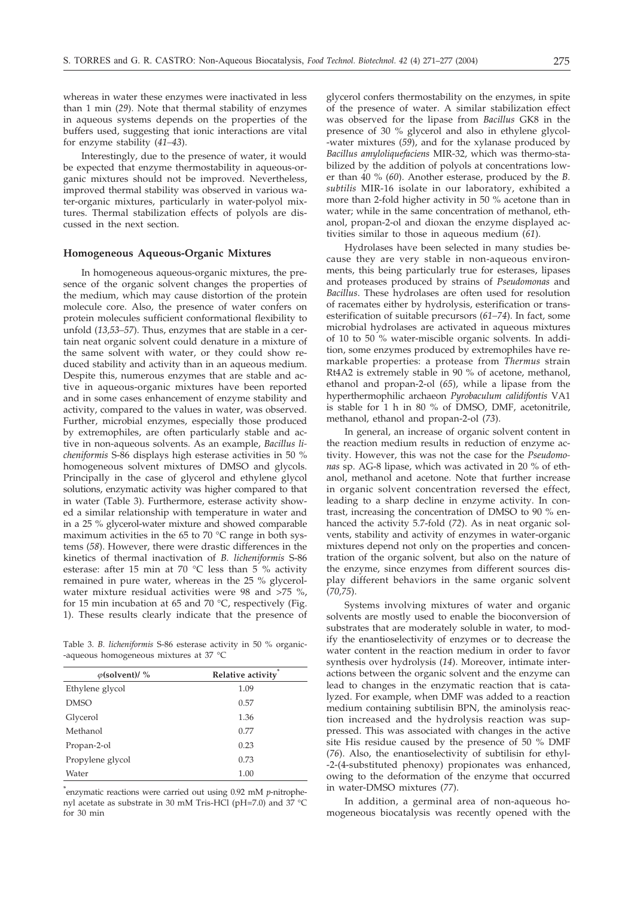whereas in water these enzymes were inactivated in less than 1 min (*29*). Note that thermal stability of enzymes in aqueous systems depends on the properties of the buffers used, suggesting that ionic interactions are vital for enzyme stability (*41–43*).

Interestingly, due to the presence of water, it would be expected that enzyme thermostability in aqueous-organic mixtures should not be improved. Nevertheless, improved thermal stability was observed in various water-organic mixtures, particularly in water-polyol mixtures. Thermal stabilization effects of polyols are discussed in the next section.

## Homogeneous Aqueous-Organic Mixtures

In homogeneous aqueous-organic mixtures, the presence of the organic solvent changes the properties of the medium, which may cause distortion of the protein molecule core. Also, the presence of water confers on protein molecules sufficient conformational flexibility to unfold (*13,53–57*). Thus, enzymes that are stable in a certain neat organic solvent could denature in a mixture of the same solvent with water, or they could show reduced stability and activity than in an aqueous medium. Despite this, numerous enzymes that are stable and active in aqueous-organic mixtures have been reported and in some cases enhancement of enzyme stability and activity, compared to the values in water, was observed. Further, microbial enzymes, especially those produced by extremophiles, are often particularly stable and active in non-aqueous solvents. As an example, *Bacillus licheniformis* S-86 displays high esterase activities in 50 % homogeneous solvent mixtures of DMSO and glycols. Principally in the case of glycerol and ethylene glycol solutions, enzymatic activity was higher compared to that in water (Table 3). Furthermore, esterase activity showed a similar relationship with temperature in water and in a 25 % glycerol-water mixture and showed comparable maximum activities in the 65 to 70 °C range in both systems (*58*). However, there were drastic differences in the kinetics of thermal inactivation of *B. licheniformis* S-86 esterase: after 15 min at 70 °C less than 5 % activity remained in pure water, whereas in the 25 % glycerol-water mixture residual activities were 98 and >75 %, for 15 min incubation at 65 and 70 °C, respectively (Fig. 1). These results clearly indicate that the presence of glycerol confers thermostability on the enzymes, in spite of the presence of water. A similar stabilization effect was observed for the lipase from *Bacillus* GK8 in the presence of 30 % glycerol and also in ethylene glycol-water mixtures (*59*), and for the xylanase produced by *Bacillus amyloliquefaciens* MIR-32, which was thermo-stabilized by the addition of polyols at concentrations lower than 40 % (*60*). Another esterase, produced by the *B. subtilis* MIR-16 isolate in our laboratory, exhibited a more than 2-fold higher activity in 50 % acetone than in water; while in the same concentration of methanol, ethanol, propan-2-ol and dioxan the enzyme displayed activities similar to those in aqueous medium (*61*).

Table 3. *B. licheniformis* S-86 esterase activity in 50 % organic-aqueous homogeneous mixtures at 37 °C

| $\varphi$(solvent)/ % | Relative activity* |
|---|---|
| Ethylene glycol | 1.09 |
| DMSO | 0.57 |
| Glycerol | 1.36 |
| Methanol | 0.77 |
| Propan-2-ol | 0.23 |
| Propylene glycol | 0.73 |
| Water | 1.00 |

*enzymatic reactions were carried out using 0.92 mM *p*-nitrophenyl acetate as substrate in 30 mM Tris-HCl (pH=7.0) and 37 °C for 30 min

Hydrolases have been selected in many studies because they are very stable in non-aqueous environments, this being particularly true for esterases, lipases and proteases produced by strains of *Pseudomonas* and *Bacillus*. These hydrolases are often used for resolution of racemates either by hydrolysis, esterification or transesterification of suitable precursors (*61–74*). In fact, some microbial hydrolases are activated in aqueous mixtures of 10 to 50 % water-miscible organic solvents. In addition, some enzymes produced by extremophiles have remarkable properties: a protease from *Thermus* strain Rt4A2 is extremely stable in 90 % of acetone, methanol, ethanol and propan-2-ol (*65*), while a lipase from the hyperthermophilic archaeon *Pyrobaculum calidifontis* VA1 is stable for 1 h in 80 % of DMSO, DMF, acetonitrile, methanol, ethanol and propan-2-ol (*73*).

In general, an increase of organic solvent content in the reaction medium results in reduction of enzyme activity. However, this was not the case for the *Pseudomonas* sp. AG-8 lipase, which was activated in 20 % of ethanol, methanol and acetone. Note that further increase in organic solvent concentration reversed the effect, leading to a sharp decline in enzyme activity. In contrast, increasing the concentration of DMSO to 90 % enhanced the activity 5.7-fold (*72*). As in neat organic solvents, stability and activity of enzymes in water-organic mixtures depend not only on the properties and concentration of the organic solvent, but also on the nature of the enzyme, since enzymes from different sources display different behaviors in the same organic solvent (*70,75*).

Systems involving mixtures of water and organic solvents are mostly used to enable the bioconversion of substrates that are moderately soluble in water, to modify the enantioselectivity of enzymes or to decrease the water content in the reaction medium in order to favor synthesis over hydrolysis (*14*). Moreover, intimate interactions between the organic solvent and the enzyme can lead to changes in the enzymatic reaction that is catalyzed. For example, when DMF was added to a reaction medium containing subtilisin BPN, the aminolysis reaction increased and the hydrolysis reaction was suppressed. This was associated with changes in the active site His residue caused by the presence of 50 % DMF (*76*). Also, the enantioselectivity of subtilisin for ethyl-2-(4-substituted phenoxy) propionates was enhanced, owing to the deformation of the enzyme that occurred in water-DMSO mixtures (*77*).

In addition, a germinal area of non-aqueous homogeneous biocatalysis was recently opened with the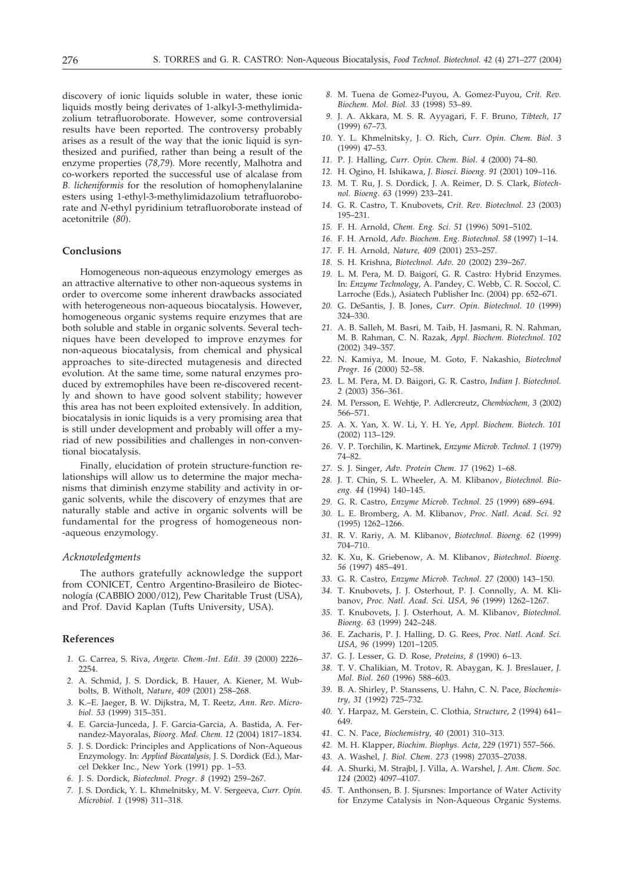discovery of ionic liquids soluble in water, these ionic liquids mostly being derivates of 1-alkyl-3-methylimidazolium tetrafluoroborate. However, some controversial results have been reported. The controversy probably arises as a result of the way that the ionic liquid is synthesized and purified, rather than being a result of the enzyme properties (*78,79*). More recently, Malhotra and co-workers reported the successful use of alcalase from *B. licheniformis* for the resolution of homophenylalanine esters using 1-ethyl-3-methylimidazolium tetrafluoroborate and *N*-ethyl pyridinium tetrafluoroborate instead of acetonitrile (*80*).

## Conclusions

Homogeneous non-aqueous enzymology emerges as an attractive alternative to other non-aqueous systems in order to overcome some inherent drawbacks associated with heterogeneous non-aqueous biocatalysis. However, homogeneous organic systems require enzymes that are both soluble and stable in organic solvents. Several techniques have been developed to improve enzymes for non-aqueous biocatalysis, from chemical and physical approaches to site-directed mutagenesis and directed evolution. At the same time, some natural enzymes produced by extremophiles have been re-discovered recently and shown to have good solvent stability; however this area has not been exploited extensively. In addition, biocatalysis in ionic liquids is a very promising area that is still under development and probably will offer a myriad of new possibilities and challenges in non-conventional biocatalysis.

Finally, elucidation of protein structure-function relationships will allow us to determine the major mechanisms that diminish enzyme stability and activity in organic solvents, while the discovery of enzymes that are naturally stable and active in organic solvents will be fundamental for the progress of homogeneous non-aqueous enzymology.

### *Acknowledgments*

The authors gratefully acknowledge the support from CONICET, Centro Argentino-Brasileiro de Biotecnología (CABBIO 2000/012), Pew Charitable Trust (USA), and Prof. David Kaplan (Tufts University, USA).

## References

1. G. Carrea, S. Riva, *Angew. Chem.-Int. Edit. 39* (2000) 2226–2254.
2. A. Schmid, J. S. Dordick, B. Hauer, A. Kiener, M. Wubbolts, B. Witholt, *Nature*, *409* (2001) 258–268.
3. K.–E. Jaeger, B. W. Dijkstra, M, T. Reetz, *Ann. Rev. Microbiol. 53* (1999) 315–351.
4. E. Garcia-Junceda, J. F. Garcia-Garcia, A. Bastida, A. Fernandez-Mayoralas, *Bioorg. Med. Chem. 12* (2004) 1817–1834.
5. J. S. Dordick: Principles and Applications of Non-Aqueous Enzymology. In: *Applied Biocatalysis*, J. S. Dordick (Ed.), Marcel Dekker Inc., New York (1991) pp. 1–53.
6. J. S. Dordick, *Biotechnol. Progr*. *8* (1992) 259–267.
7. J. S. Dordick, Y. L. Khmelnitsky, M. V. Sergeeva, *Curr. Opin. Microbiol. 1* (1998) 311–318.
8. M. Tuena de Gomez-Puyou, A. Gomez-Puyou, *Crit. Rev. Biochem. Mol. Biol. 33* (1998) 53–89.
9. J. A. Akkara, M. S. R. Ayyagari, F. F. Bruno, *Tibtech, 17* (1999) 67–73.
10. Y. L. Khmelnitsky, J. O. Rich, *Curr. Opin. Chem. Biol*. *3* (1999) 47–53.
11. P. J. Halling, *Curr. Opin. Chem. Biol. 4* (2000) 74–80.
12. H. Ogino, H. Ishikawa, *J. Biosci. Bioeng. 91* (2001) 109–116.
13. M. T. Ru, J. S. Dordick, J. A. Reimer, D. S. Clark, *Biotechnol. Bioeng*. *63* (1999) 233–241.
14. G. R. Castro, T. Knubovets, *Crit. Rev. Biotechnol. 23* (2003) 195–231.
15. F. H. Arnold, *Chem. Eng. Sci. 51* (1996) 5091–5102.
16. F. H. Arnold, *Adv. Biochem. Eng. Biotechnol. 58* (1997) 1–14.
17. F. H. Arnold, *Nature, 409* (2001) 253–257.
18. S. H. Krishna, *Biotechnol. Adv. 20* (2002) 239–267.
19. L. M. Pera, M. D. Baigorí, G. R. Castro: Hybrid Enzymes. In: *Enzyme Technology*, A. Pandey, C. Webb, C. R. Soccol, C. Larroche (Eds.), Asiatech Publisher Inc. (2004) pp. 652–671.
20. G. DeSantis, J. B. Jones, *Curr. Opin. Biotechnol. 10* (1999) 324–330.
21. A. B. Salleh, M. Basri, M. Taib, H. Jasmani, R. N. Rahman, M. B. Rahman, C. N. Razak, *Appl. Biochem. Biotechnol. 102* (2002) 349–357.
22. N. Kamiya, M. Inoue, M. Goto, F. Nakashio, *Biotechnol Progr. 16* (2000) 52–58.
23. L. M. Pera, M. D. Baigori, G. R. Castro, *Indian J. Biotechnol. 2* (2003) 356–361.
24. M. Persson, E. Wehtje, P. Adlercreutz, *Chembiochem*, *3* (2002) 566–571.
25. A. X. Yan, X. W. Li, Y. H. Ye, *Appl. Biochem. Biotech. 101* (2002) 113–129.
26. V. P. Torchilin, K. Martinek, *Enzyme Microb. Technol. 1* (1979) 74–82.
27. S. J. Singer, *Adv. Protein Chem. 17* (1962) 1–68.
28. J. T. Chin, S. L. Wheeler, A. M. Klibanov, *Biotechnol. Bioeng. 44* (1994) 140–145.
29. G. R. Castro, *Enzyme Microb. Technol. 25* (1999) 689–694.
30. L. E. Bromberg, A. M. Klibanov, *Proc. Natl. Acad. Sci. 92* (1995) 1262–1266.
31. R. V. Rariy, A. M. Klibanov, *Biotechnol. Bioeng. 62* (1999) 704–710.
32. K. Xu, K. Griebenow, A. M. Klibanov, *Biotechnol. Bioeng. 56* (1997) 485–491.
33. G. R. Castro, *Enzyme Microb. Technol. 27* (2000) 143–150.
34. T. Knubovets, J. J. Osterhout, P. J. Connolly, A. M. Klibanov, *Proc. Natl. Acad. Sci. USA*, *96* (1999) 1262–1267.
35. T. Knubovets, J. J. Osterhout, A. M. Klibanov, *Biotechnol. Bioeng. 63* (1999) 242–248.
36. E. Zacharis, P. J. Halling, D. G. Rees, *Proc. Natl. Acad. Sci. USA*, *96* (1999) 1201–1205.
37. G. J. Lesser, G. D. Rose, *Proteins*, *8* (1990) 6–13.
38. T. V. Chalikian, M. Trotov, R. Abaygan, K. J. Breslauer, *J. Mol. Biol*. *260* (1996) 588–603.
39. B. A. Shirley, P. Stanssens, U. Hahn, C. N. Pace, *Biochemistry*, *31* (1992) 725–732.
40. Y. Harpaz, M. Gerstein, C. Clothia, *Structure*, *2* (1994) 641–649.
41. C. N. Pace, *Biochemistry*, *40* (2001) 310–313.
42. M. H. Klapper, *Biochim. Biophys. Acta*, *229* (1971) 557–566.
43. A. Washel, *J. Biol. Chem*. *273* (1998) 27035–27038.
44. A. Shurki, M. Strajbl, J. Villa, A. Warshel, *J. Am. Chem. Soc. 124* (2002) 4097–4107.
45. T. Anthonsen, B. J. Sjursnes: Importance of Water Activity for Enzyme Catalysis in Non-Aqueous Organic Systems.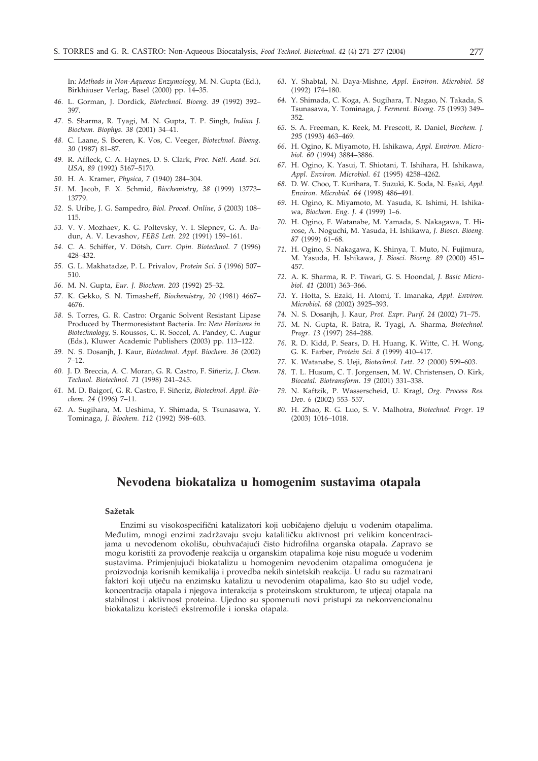In: *Methods in Non-Aqueous Enzymology*, M. N. Gupta (Ed.), Birkhäuser Verlag, Basel (2000) pp. 14–35.

*46.* L. Gorman, J. Dordick, *Biotechnol. Bioeng. 39* (1992) 392–397.

*47.* S. Sharma, R. Tyagi, M. N. Gupta, T. P. Singh, *Indian J. Biochem. Biophys. 38* (2001) 34–41.

*48.* C. Laane, S. Boeren, K. Vos, C. Veeger, *Biotechnol. Bioeng. 30* (1987) 81–87.

*49.* R. Affleck, C. A. Haynes, D. S. Clark, *Proc. Natl. Acad. Sci. USA, 89* (1992) 5167–5170.

*50.* H. A. Kramer, *Physica, 7* (1940) 284–304.

*51.* M. Jacob, F. X. Schmid, *Biochemistry, 38* (1999) 13773–13779.

*52.* S. Uribe, J. G. Sampedro, *Biol. Proced. Online, 5* (2003) 108–115.

*53.* V. V. Mozhaev, K. G. Poltevsky, V. I. Slepnev, G. A. Badun, A. V. Levashov, *FEBS Lett. 292* (1991) 159–161.

*54.* C. A. Schiffer, V. Dötsh, *Curr. Opin. Biotechnol. 7* (1996) 428–432.

*55.* G. L. Makhatadze, P. L. Privalov, *Protein Sci. 5* (1996) 507–510.

*56.* M. N. Gupta, *Eur. J. Biochem. 203* (1992) 25–32.

*57.* K. Gekko, S. N. Timasheff, *Biochemistry, 20* (1981) 4667–4676.

*58.* S. Torres, G. R. Castro: Organic Solvent Resistant Lipase Produced by Thermoresistant Bacteria. In: *New Horizons in Biotechnology*, S. Roussos, C. R. Soccol, A. Pandey, C. Augur (Eds.), Kluwer Academic Publishers (2003) pp. 113–122.

*59.* N. S. Dosanjh, J. Kaur, *Biotechnol. Appl. Biochem. 36* (2002) 7–12.

*60.* J. D. Breccia, A. C. Moran, G. R. Castro, F. Siñeriz, *J. Chem. Technol. Biotechnol. 71* (1998) 241–245.

*61.* M. D. Baigorí, G. R. Castro, F. Siñeriz, *Biotechnol. Appl. Biochem. 24* (1996) 7–11.

*62.* A. Sugihara, M. Ueshima, Y. Shimada, S. Tsunasawa, Y. Tominaga, *J. Biochem. 112* (1992) 598–603.

*63.* Y. Shabtal, N. Daya-Mishne, *Appl. Environ. Microbiol. 58* (1992) 174–180.

*64.* Y. Shimada, C. Koga, A. Sugihara, T. Nagao, N. Takada, S. Tsunasawa, Y. Tominaga, *J. Ferment. Bioeng. 75* (1993) 349–352.

*65.* S. A. Freeman, K. Reek, M. Prescott, R. Daniel, *Biochem. J. 295* (1993) 463–469.

*66.* H. Ogino, K. Miyamoto, H. Ishikawa, *Appl. Environ. Microbiol. 60* (1994) 3884–3886.

*67.* H. Ogino, K. Yasui, T. Shiotani, T. Ishihara, H. Ishikawa, *Appl. Environ. Microbiol. 61* (1995) 4258–4262.

*68.* D. W. Choo, T. Kurihara, T. Suzuki, K. Soda, N. Esaki, *Appl. Environ. Microbiol. 64* (1998) 486–491.

*69.* H. Ogino, K. Miyamoto, M. Yasuda, K. Ishimi, H. Ishikawa, *Biochem. Eng. J. 4* (1999) 1–6.

*70.* H. Ogino, F. Watanabe, M. Yamada, S. Nakagawa, T. Hirose, A. Noguchi, M. Yasuda, H. Ishikawa, *J. Biosci. Bioeng. 87* (1999) 61–68.

*71.* H. Ogino, S. Nakagawa, K. Shinya, T. Muto, N. Fujimura, M. Yasuda, H. Ishikawa, *J. Biosci. Bioeng. 89* (2000) 451–457.

*72.* A. K. Sharma, R. P. Tiwari, G. S. Hoondal, *J. Basic Microbiol. 41* (2001) 363–366.

*73.* Y. Hotta, S. Ezaki, H. Atomi, T. Imanaka, *Appl. Environ. Microbiol. 68* (2002) 3925–393.

*74.* N. S. Dosanjh, J. Kaur, *Prot. Expr. Purif. 24* (2002) 71–75.

*75.* M. N. Gupta, R. Batra, R. Tyagi, A. Sharma, *Biotechnol. Progr. 13* (1997) 284–288.

*76.* R. D. Kidd, P. Sears, D. H. Huang, K. Witte, C. H. Wong, G. K. Farber, *Protein Sci. 8* (1999) 410–417.

*77.* K. Watanabe, S. Ueji, *Biotechnol. Lett. 22* (2000) 599–603.

*78.* T. L. Husum, C. T. Jorgensen, M. W. Christensen, O. Kirk, *Biocatal. Biotransform. 19* (2001) 331–338.

*79.* N. Kaftzik, P. Wasserscheid, U. Kragl, *Org. Process Res. Dev. 6* (2002) 553–557.

*80.* H. Zhao, R. G. Luo, S. V. Malhotra, *Biotechnol. Progr. 19* (2003) 1016–1018.

# Nevodena biokataliza u homogenim sustavima otapala

### Sažetak

Enzimi su visokospecifični katalizatori koji uobičajeno djeluju u vodenim otapalima. Međutim, mnogi enzimi zadržavaju svoju katalitičku aktivnost pri velikim koncentracijama u nevodenom okolišu, obuhvaćajući čisto hidrofilna organska otapala. Zapravo se mogu koristiti za provođenje reakcija u organskim otapalima koje nisu moguće u vodenim sustavima. Primjenjujući biokatalizu u homogenim nevodenim otapalima omogućena je proizvodnja korisnih kemikalija i provedba nekih sintetskih reakcija. U radu su razmatrani faktori koji utječu na enzimsku katalizu u nevodenim otapalima, kao što su udjel vode, koncentracija otapala i njegova interakcija s proteinskom strukturom, te utjecaj otapala na stabilnost i aktivnost proteina. Ujedno su spomenuti novi pristupi za nekonvencionalnu biokatalizu koristeći ekstremofile i ionska otapala.